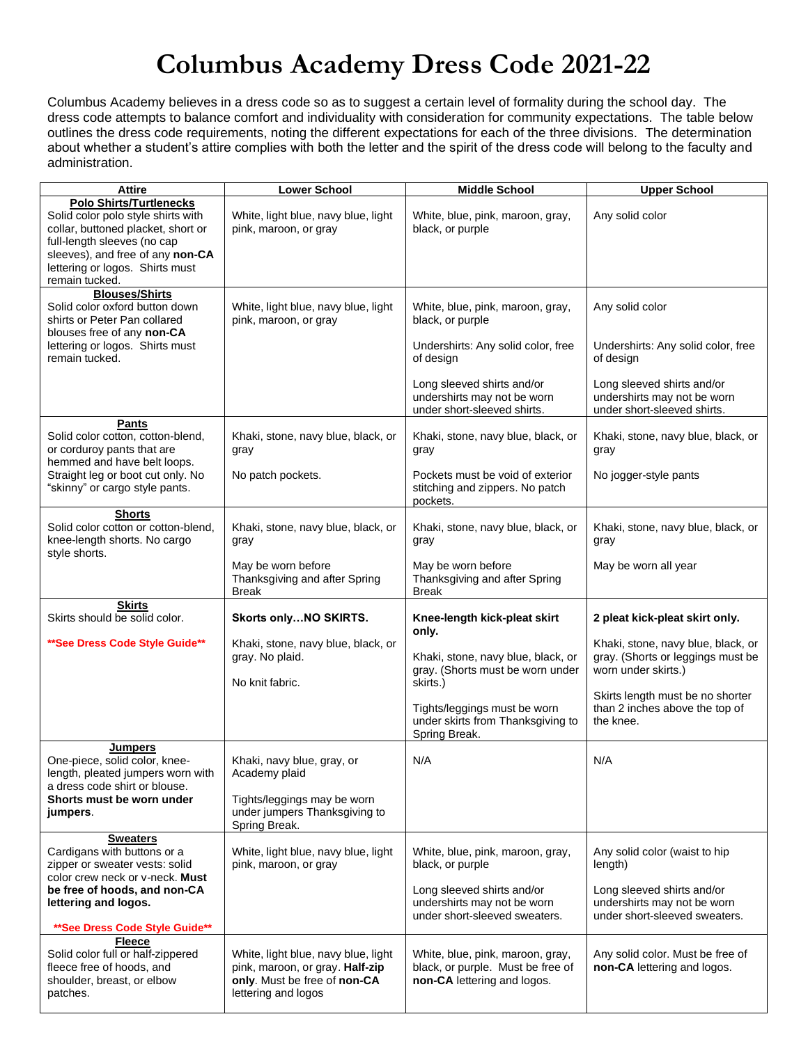# Columbus Academy Dress Code 2021-22

Columbus Academy believes in a dress code so as to suggest a certain level of formality during the school day. The dress code attempts to balance comfort and individuality with consideration for community expectations. The table below outlines the dress code requirements, noting the different expectations for each of the three divisions. The determination about whether a student's attire complies with both the letter and the spirit of the dress code will belong to the faculty and administration.

| Attire | Lower School | Middle School | Upper School |
|---|---|---|---|
| **Polo Shirts/Turtlenecks**<br>Solid color polo style shirts with collar, buttoned placket, short or full-length sleeves (no cap sleeves), and free of any **non-CA** lettering or logos. Shirts must remain tucked. | White, light blue, navy blue, light pink, maroon, or gray | White, blue, pink, maroon, gray, black, or purple | Any solid color |
| **Blouses/Shirts**<br>Solid color oxford button down shirts or Peter Pan collared blouses free of any **non-CA** lettering or logos. Shirts must remain tucked. | White, light blue, navy blue, light pink, maroon, or gray | White, blue, pink, maroon, gray, black, or purple<br><br>Undershirts: Any solid color, free of design<br><br>Long sleeved shirts and/or undershirts may not be worn under short-sleeved shirts. | Any solid color<br><br>Undershirts: Any solid color, free of design<br><br>Long sleeved shirts and/or undershirts may not be worn under short-sleeved shirts. |
| **Pants**<br>Solid color cotton, cotton-blend, or corduroy pants that are hemmed and have belt loops. Straight leg or boot cut only. No "skinny" or cargo style pants. | Khaki, stone, navy blue, black, or gray<br><br>No patch pockets. | Khaki, stone, navy blue, black, or gray<br><br>Pockets must be void of exterior stitching and zippers. No patch pockets. | Khaki, stone, navy blue, black, or gray<br><br>No jogger-style pants |
| **Shorts**<br>Solid color cotton or cotton-blend, knee-length shorts. No cargo style shorts. | Khaki, stone, navy blue, black, or gray<br><br>May be worn before Thanksgiving and after Spring Break | Khaki, stone, navy blue, black, or gray<br><br>May be worn before Thanksgiving and after Spring Break | Khaki, stone, navy blue, black, or gray<br><br>May be worn all year |
| **Skirts**<br>Skirts should be solid color.<br><br>**\*\*See Dress Code Style Guide\*\*** | **Skorts only…NO SKIRTS.**<br><br>Khaki, stone, navy blue, black, or gray. No plaid.<br><br>No knit fabric. | **Knee-length kick-pleat skirt only.**<br><br>Khaki, stone, navy blue, black, or gray. (Shorts must be worn under skirts.)<br><br>Tights/leggings must be worn under skirts from Thanksgiving to Spring Break. | **2 pleat kick-pleat skirt only.**<br><br>Khaki, stone, navy blue, black, or gray. (Shorts or leggings must be worn under skirts.)<br><br>Skirts length must be no shorter than 2 inches above the top of the knee. |
| **Jumpers**<br>One-piece, solid color, knee-length, pleated jumpers worn with a dress code shirt or blouse. **Shorts must be worn under jumpers**. | Khaki, navy blue, gray, or Academy plaid<br><br>Tights/leggings may be worn under jumpers Thanksgiving to Spring Break. | N/A | N/A |
| **Sweaters**<br>Cardigans with buttons or a zipper or sweater vests: solid color crew neck or v-neck. **Must be free of hoods, and non-CA lettering and logos.**<br><br>**\*\*See Dress Code Style Guide\*\*** | White, light blue, navy blue, light pink, maroon, or gray | White, blue, pink, maroon, gray, black, or purple<br><br>Long sleeved shirts and/or undershirts may not be worn under short-sleeved sweaters. | Any solid color (waist to hip length)<br><br>Long sleeved shirts and/or undershirts may not be worn under short-sleeved sweaters. |
| **Fleece**<br>Solid color full or half-zippered fleece free of hoods, and shoulder, breast, or elbow patches. | White, light blue, navy blue, light pink, maroon, or gray. **Half-zip only**. Must be free of **non-CA** lettering and logos | White, blue, pink, maroon, gray, black, or purple. Must be free of **non-CA** lettering and logos. | Any solid color. Must be free of **non-CA** lettering and logos. |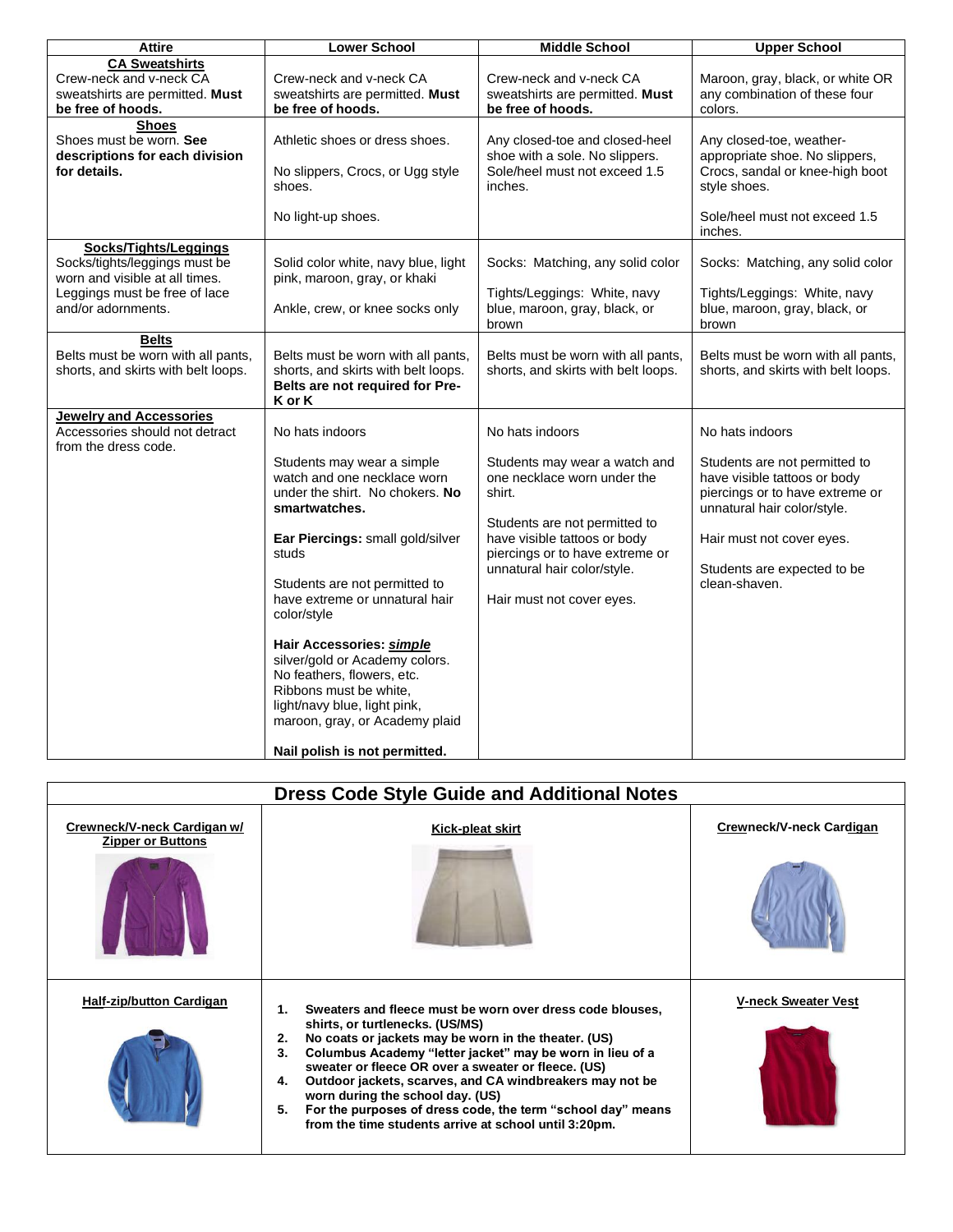| Attire | Lower School | Middle School | Upper School |
| --- | --- | --- | --- |
| **CA Sweatshirts** Crew-neck and v-neck CA sweatshirts are permitted. **Must be free of hoods.** | Crew-neck and v-neck CA sweatshirts are permitted. **Must be free of hoods.** | Crew-neck and v-neck CA sweatshirts are permitted. **Must be free of hoods.** | Maroon, gray, black, or white OR any combination of these four colors. |
| **Shoes** Shoes must be worn. **See descriptions for each division for details.** | Athletic shoes or dress shoes.<br><br>No slippers, Crocs, or Ugg style shoes.<br><br>No light-up shoes. | Any closed-toe and closed-heel shoe with a sole. No slippers. Sole/heel must not exceed 1.5 inches. | Any closed-toe, weather-appropriate shoe. No slippers, Crocs, sandal or knee-high boot style shoes.<br><br>Sole/heel must not exceed 1.5 inches. |
| **Socks/Tights/Leggings** Socks/tights/leggings must be worn and visible at all times. Leggings must be free of lace and/or adornments. | Solid color white, navy blue, light pink, maroon, gray, or khaki<br><br>Ankle, crew, or knee socks only | Socks: Matching, any solid color<br><br>Tights/Leggings: White, navy blue, maroon, gray, black, or brown | Socks: Matching, any solid color<br><br>Tights/Leggings: White, navy blue, maroon, gray, black, or brown |
| **Belts** Belts must be worn with all pants, shorts, and skirts with belt loops. | Belts must be worn with all pants, shorts, and skirts with belt loops. **Belts are not required for Pre-K or K** | Belts must be worn with all pants, shorts, and skirts with belt loops. | Belts must be worn with all pants, shorts, and skirts with belt loops. |
| **Jewelry and Accessories** Accessories should not detract from the dress code. | No hats indoors<br><br>Students may wear a simple watch and one necklace worn under the shirt. No chokers. **No smartwatches.**<br><br>**Ear Piercings:** small gold/silver studs<br><br>Students are not permitted to have extreme or unnatural hair color/style<br><br>**Hair Accessories: *simple*** silver/gold or Academy colors. No feathers, flowers, etc. Ribbons must be white, light/navy blue, light pink, maroon, gray, or Academy plaid<br><br>**Nail polish is not permitted.** | No hats indoors<br><br>Students may wear a watch and one necklace worn under the shirt.<br><br>Students are not permitted to have visible tattoos or body piercings or to have extreme or unnatural hair color/style.<br><br>Hair must not cover eyes. | No hats indoors<br><br>Students are not permitted to have visible tattoos or body piercings or to have extreme or unnatural hair color/style.<br><br>Hair must not cover eyes.<br><br>Students are expected to be clean-shaven. |

## Dress Code Style Guide and Additional Notes

**Crewneck/V-neck Cardigan w/ Zipper or Buttons**

**Kick-pleat skirt**

**Crewneck/V-neck Cardigan**

**Half-zip/button Cardigan**

1. **Sweaters and fleece must be worn over dress code blouses, shirts, or turtlenecks. (US/MS)**
2. **No coats or jackets may be worn in the theater. (US)**
3. **Columbus Academy "letter jacket" may be worn in lieu of a sweater or fleece OR over a sweater or fleece. (US)**
4. **Outdoor jackets, scarves, and CA windbreakers may not be worn during the school day. (US)**
5. **For the purposes of dress code, the term "school day" means from the time students arrive at school until 3:20pm.**

**V-neck Sweater Vest**